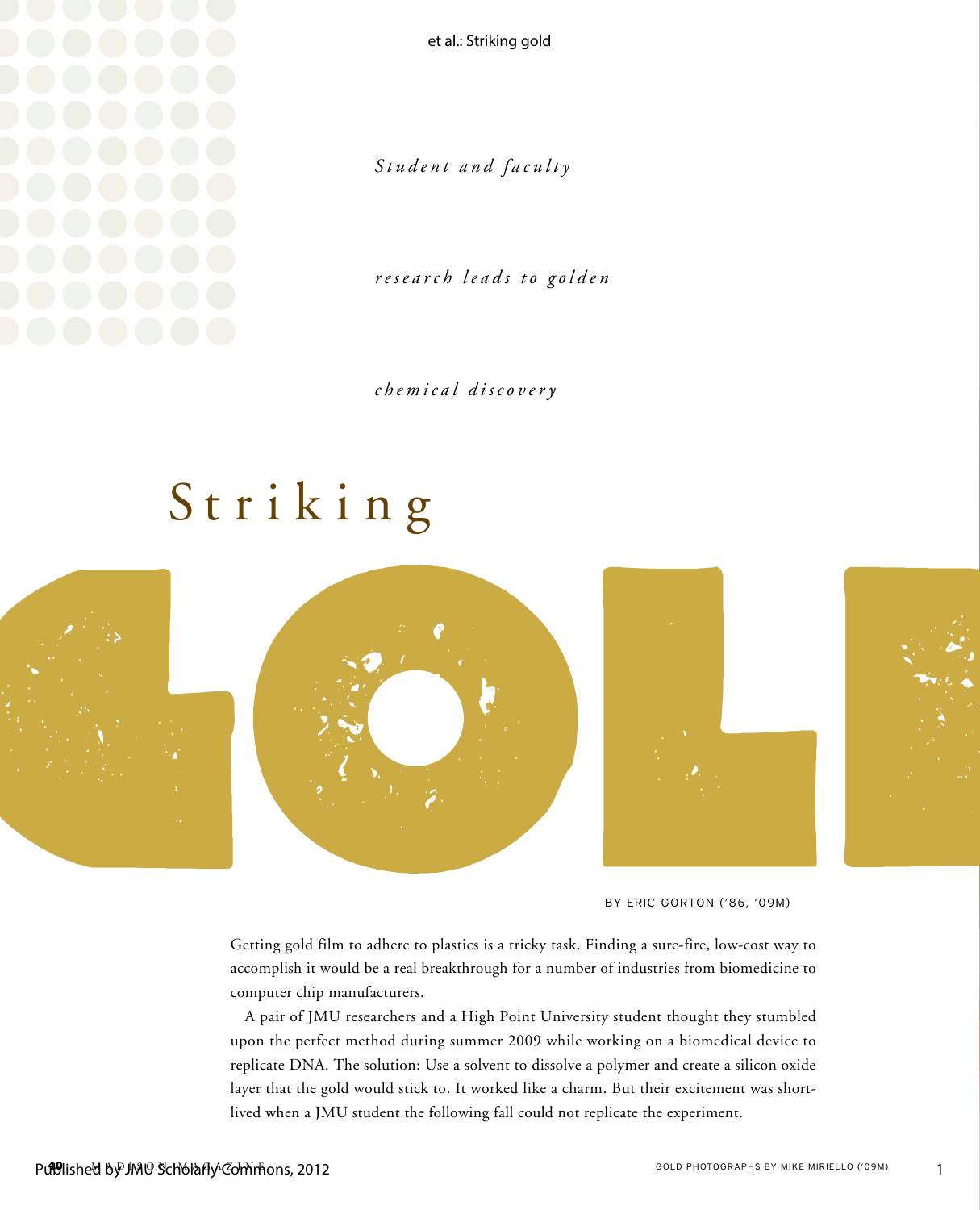*Student and faculty research leads to golden chemical discovery*

# Striking GOLD

BY ERIC GORTON ('86, '09M)

Getting gold film to adhere to plastics is a tricky task. Finding a sure-fire, low-cost way to accomplish it would be a real breakthrough for a number of industries from biomedicine to computer chip manufacturers.

A pair of JMU researchers and a High Point University student thought they stumbled upon the perfect method during summer 2009 while working on a biomedical device to replicate DNA. The solution: Use a solvent to dissolve a polymer and create a silicon oxide layer that the gold would stick to. It worked like a charm. But their excitement was short-lived when a JMU student the following fall could not replicate the experiment.

GOLD PHOTOGRAPHS BY MIKE MIRIELLO ('09M)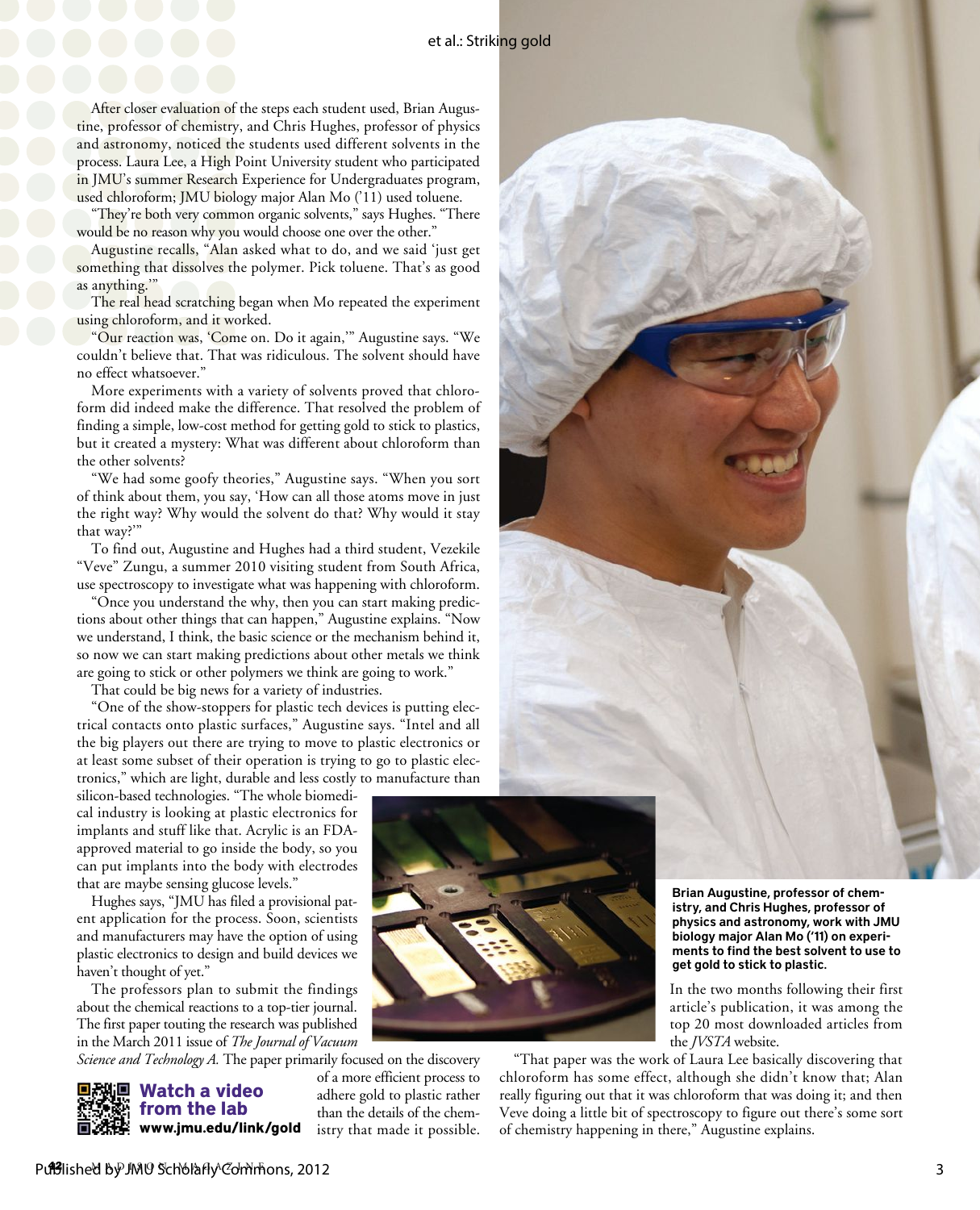After closer evaluation of the steps each student used, Brian Augustine, professor of chemistry, and Chris Hughes, professor of physics and astronomy, noticed the students used different solvents in the process. Laura Lee, a High Point University student who participated in JMU's summer Research Experience for Undergraduates program, used chloroform; JMU biology major Alan Mo ('11) used toluene.

"They're both very common organic solvents," says Hughes. "There would be no reason why you would choose one over the other."

Augustine recalls, "Alan asked what to do, and we said 'just get something that dissolves the polymer. Pick toluene. That's as good as anything.'"

The real head scratching began when Mo repeated the experiment using chloroform, and it worked.

"Our reaction was, 'Come on. Do it again,'" Augustine says. "We couldn't believe that. That was ridiculous. The solvent should have no effect whatsoever."

More experiments with a variety of solvents proved that chloroform did indeed make the difference. That resolved the problem of finding a simple, low-cost method for getting gold to stick to plastics, but it created a mystery: What was different about chloroform than the other solvents?

"We had some goofy theories," Augustine says. "When you sort of think about them, you say, 'How can all those atoms move in just the right way? Why would the solvent do that? Why would it stay that way?'"

To find out, Augustine and Hughes had a third student, Vezekile "Veve" Zungu, a summer 2010 visiting student from South Africa, use spectroscopy to investigate what was happening with chloroform.

"Once you understand the why, then you can start making predictions about other things that can happen," Augustine explains. "Now we understand, I think, the basic science or the mechanism behind it, so now we can start making predictions about other metals we think are going to stick or other polymers we think are going to work."

That could be big news for a variety of industries.

"One of the show-stoppers for plastic tech devices is putting electrical contacts onto plastic surfaces," Augustine says. "Intel and all the big players out there are trying to move to plastic electronics or at least some subset of their operation is trying to go to plastic electronics," which are light, durable and less costly to manufacture than silicon-based technologies. "The whole biomedical industry is looking at plastic electronics for implants and stuff like that. Acrylic is an FDA-approved material to go inside the body, so you can put implants into the body with electrodes that are maybe sensing glucose levels."

Hughes says, "JMU has filed a provisional patent application for the process. Soon, scientists and manufacturers may have the option of using plastic electronics to design and build devices we haven't thought of yet."

The professors plan to submit the findings about the chemical reactions to a top-tier journal. The first paper touting the research was published in the March 2011 issue of *The Journal of Vacuum Science and Technology A.* The paper primarily focused on the discovery of a more efficient process to adhere gold to plastic rather than the details of the chemistry that made it possible. In the two months following their first article's publication, it was among the top 20 most downloaded articles from the *JVSTA* website.

"That paper was the work of Laura Lee basically discovering that chloroform has some effect, although she didn't know that; Alan really figuring out that it was chloroform that was doing it; and then Veve doing a little bit of spectroscopy to figure out there's some sort of chemistry happening in there," Augustine explains.

**Watch a video from the lab**
**www.jmu.edu/link/gold**

**Brian Augustine, professor of chemistry, and Chris Hughes, professor of physics and astronomy, work with JMU biology major Alan Mo ('11) on experiments to find the best solvent to use to get gold to stick to plastic.**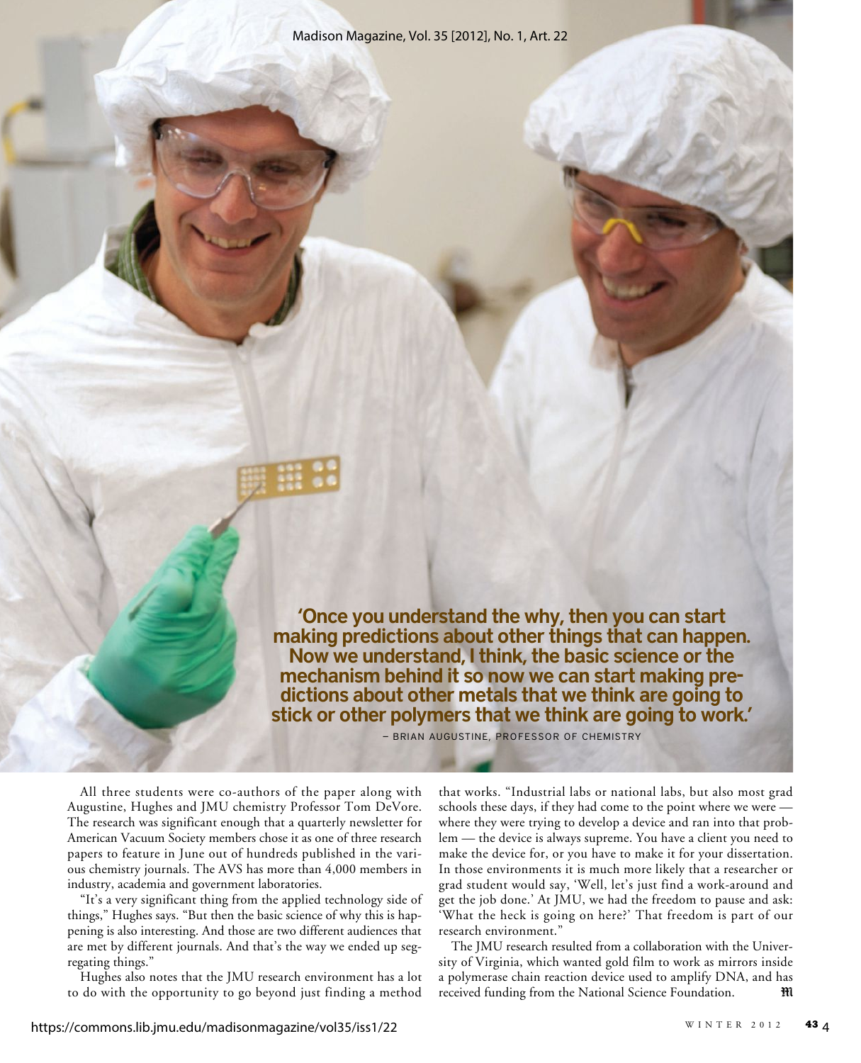**'Once you understand the why, then you can start making predictions about other things that can happen. Now we understand, I think, the basic science or the mechanism behind it so now we can start making predictions about other metals that we think are going to stick or other polymers that we think are going to work.'**

— BRIAN AUGUSTINE, PROFESSOR OF CHEMISTRY

All three students were co-authors of the paper along with Augustine, Hughes and JMU chemistry Professor Tom DeVore. The research was significant enough that a quarterly newsletter for American Vacuum Society members chose it as one of three research papers to feature in June out of hundreds published in the various chemistry journals. The AVS has more than 4,000 members in industry, academia and government laboratories.

"It's a very significant thing from the applied technology side of things," Hughes says. "But then the basic science of why this is happening is also interesting. And those are two different audiences that are met by different journals. And that's the way we ended up segregating things."

Hughes also notes that the JMU research environment has a lot to do with the opportunity to go beyond just finding a method that works. "Industrial labs or national labs, but also most grad schools these days, if they had come to the point where we were — where they were trying to develop a device and ran into that problem — the device is always supreme. You have a client you need to make the device for, or you have to make it for your dissertation. In those environments it is much more likely that a researcher or grad student would say, 'Well, let's just find a work-around and get the job done.' At JMU, we had the freedom to pause and ask: 'What the heck is going on here?' That freedom is part of our research environment."

The JMU research resulted from a collaboration with the University of Virginia, which wanted gold film to work as mirrors inside a polymerase chain reaction device used to amplify DNA, and has received funding from the National Science Foundation. M